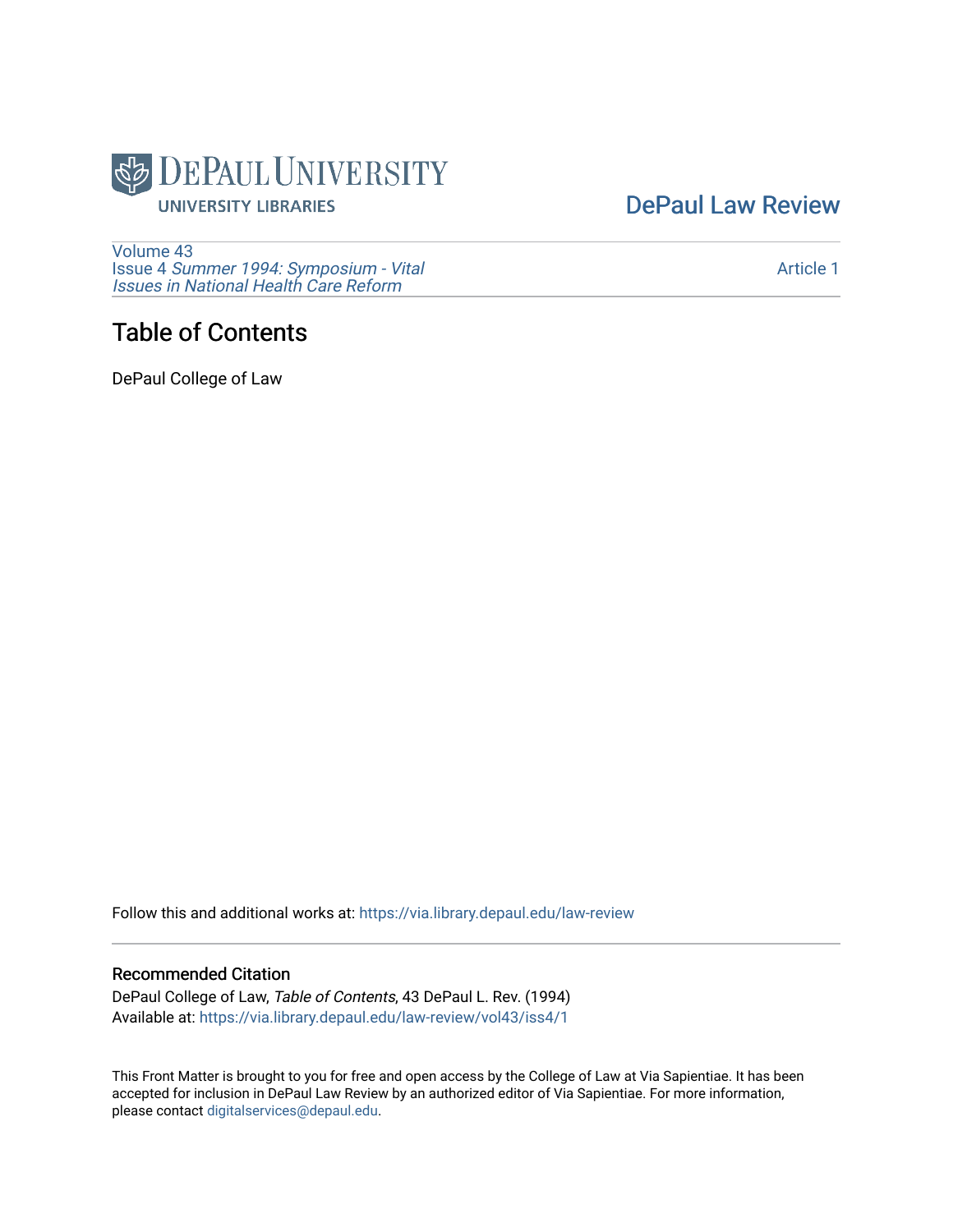DePaul University
UNIVERSITY LIBRARIES

DePaul Law Review

Volume 43
Issue 4 *Summer 1994: Symposium - Vital Issues in National Health Care Reform*

Article 1

# Table of Contents

DePaul College of Law

Follow this and additional works at: https://via.library.depaul.edu/law-review

## Recommended Citation

DePaul College of Law, *Table of Contents*, 43 DePaul L. Rev. (1994)
Available at: https://via.library.depaul.edu/law-review/vol43/iss4/1

This Front Matter is brought to you for free and open access by the College of Law at Via Sapientiae. It has been accepted for inclusion in DePaul Law Review by an authorized editor of Via Sapientiae. For more information, please contact digitalservices@depaul.edu.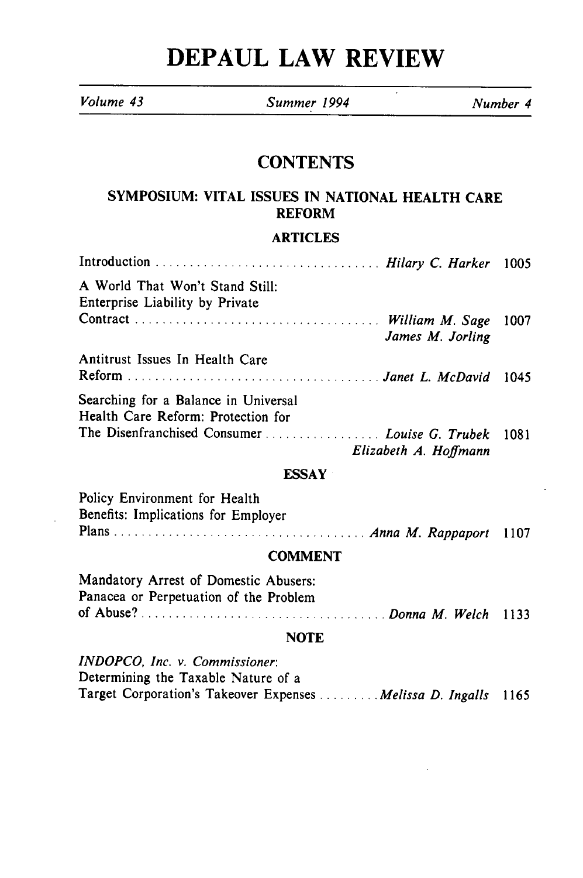# DEPAUL LAW REVIEW

*Volume 43* | *Summer 1994* | *Number 4*

## CONTENTS

### SYMPOSIUM: VITAL ISSUES IN NATIONAL HEALTH CARE REFORM

#### ARTICLES

Introduction .................................. *Hilary C. Harker* 1005

A World That Won't Stand Still: Enterprise Liability by Private Contract .................................. *William M. Sage*, *James M. Jorling* 1007

Antitrust Issues In Health Care Reform .................................. *Janet L. McDavid* 1045

Searching for a Balance in Universal Health Care Reform: Protection for The Disenfranchised Consumer .................. *Louise G. Trubek*, *Elizabeth A. Hoffmann* 1081

#### ESSAY

Policy Environment for Health Benefits: Implications for Employer Plans .................................. *Anna M. Rappaport* 1107

#### COMMENT

Mandatory Arrest of Domestic Abusers: Panacea or Perpetuation of the Problem of Abuse? .................................. *Donna M. Welch* 1133

#### NOTE

*INDOPCO, Inc. v. Commissioner*: Determining the Taxable Nature of a Target Corporation's Takeover Expenses .......... *Melissa D. Ingalls* 1165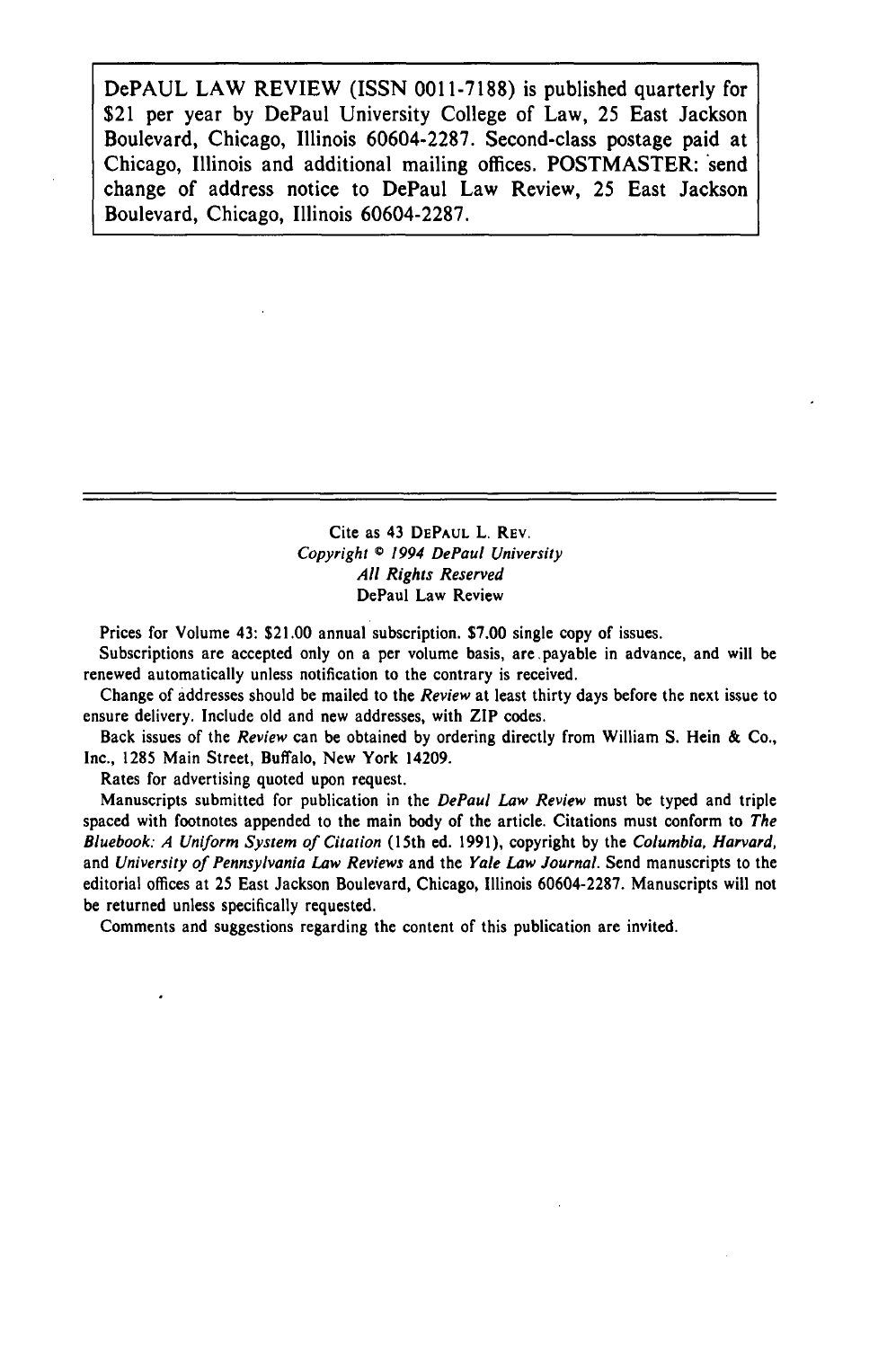DePAUL LAW REVIEW (ISSN 0011-7188) is published quarterly for $21 per year by DePaul University College of Law, 25 East Jackson Boulevard, Chicago, Illinois 60604-2287. Second-class postage paid at Chicago, Illinois and additional mailing offices. POSTMASTER: send change of address notice to DePaul Law Review, 25 East Jackson Boulevard, Chicago, Illinois 60604-2287.

---

Cite as 43 DePAUL L. REV.
*Copyright © 1994 DePaul University*
*All Rights Reserved*
DePaul Law Review

Prices for Volume 43: $21.00 annual subscription. $7.00 single copy of issues.

Subscriptions are accepted only on a per volume basis, are payable in advance, and will be renewed automatically unless notification to the contrary is received.

Change of addresses should be mailed to the *Review* at least thirty days before the next issue to ensure delivery. Include old and new addresses, with ZIP codes.

Back issues of the *Review* can be obtained by ordering directly from William S. Hein & Co., Inc., 1285 Main Street, Buffalo, New York 14209.

Rates for advertising quoted upon request.

Manuscripts submitted for publication in the *DePaul Law Review* must be typed and triple spaced with footnotes appended to the main body of the article. Citations must conform to *The Bluebook: A Uniform System of Citation* (15th ed. 1991), copyright by the *Columbia, Harvard,* and *University of Pennsylvania Law Reviews* and the *Yale Law Journal.* Send manuscripts to the editorial offices at 25 East Jackson Boulevard, Chicago, Illinois 60604-2287. Manuscripts will not be returned unless specifically requested.

Comments and suggestions regarding the content of this publication are invited.